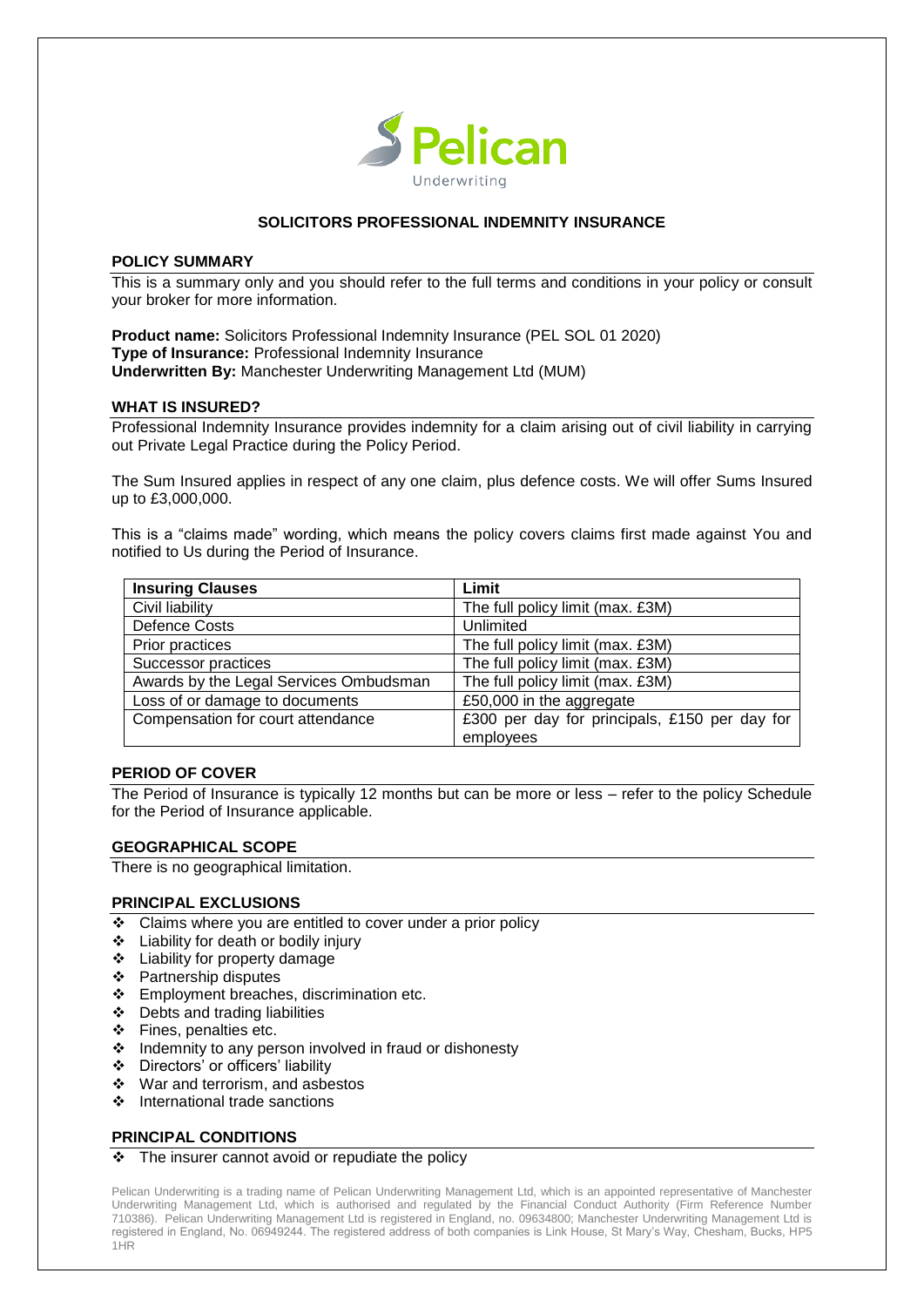Pelican Underwriting

# SOLICITORS PROFESSIONAL INDEMNITY INSURANCE

## POLICY SUMMARY

This is a summary only and you should refer to the full terms and conditions in your policy or consult your broker for more information.

**Product name:** Solicitors Professional Indemnity Insurance (PEL SOL 01 2020)
**Type of Insurance:** Professional Indemnity Insurance
**Underwritten By:** Manchester Underwriting Management Ltd (MUM)

## WHAT IS INSURED?

Professional Indemnity Insurance provides indemnity for a claim arising out of civil liability in carrying out Private Legal Practice during the Policy Period.

The Sum Insured applies in respect of any one claim, plus defence costs. We will offer Sums Insured up to £3,000,000.

This is a "claims made" wording, which means the policy covers claims first made against You and notified to Us during the Period of Insurance.

| Insuring Clauses | Limit |
|---|---|
| Civil liability | The full policy limit (max. £3M) |
| Defence Costs | Unlimited |
| Prior practices | The full policy limit (max. £3M) |
| Successor practices | The full policy limit (max. £3M) |
| Awards by the Legal Services Ombudsman | The full policy limit (max. £3M) |
| Loss of or damage to documents | £50,000 in the aggregate |
| Compensation for court attendance | £300 per day for principals, £150 per day for employees |

## PERIOD OF COVER

The Period of Insurance is typically 12 months but can be more or less – refer to the policy Schedule for the Period of Insurance applicable.

## GEOGRAPHICAL SCOPE

There is no geographical limitation.

## PRINCIPAL EXCLUSIONS

- Claims where you are entitled to cover under a prior policy
- Liability for death or bodily injury
- Liability for property damage
- Partnership disputes
- Employment breaches, discrimination etc.
- Debts and trading liabilities
- Fines, penalties etc.
- Indemnity to any person involved in fraud or dishonesty
- Directors' or officers' liability
- War and terrorism, and asbestos
- International trade sanctions

## PRINCIPAL CONDITIONS

- The insurer cannot avoid or repudiate the policy

Pelican Underwriting is a trading name of Pelican Underwriting Management Ltd, which is an appointed representative of Manchester Underwriting Management Ltd, which is authorised and regulated by the Financial Conduct Authority (Firm Reference Number 710386). Pelican Underwriting Management Ltd is registered in England, no. 09634800; Manchester Underwriting Management Ltd is registered in England, No. 06949244. The registered address of both companies is Link House, St Mary's Way, Chesham, Bucks, HP5 1HR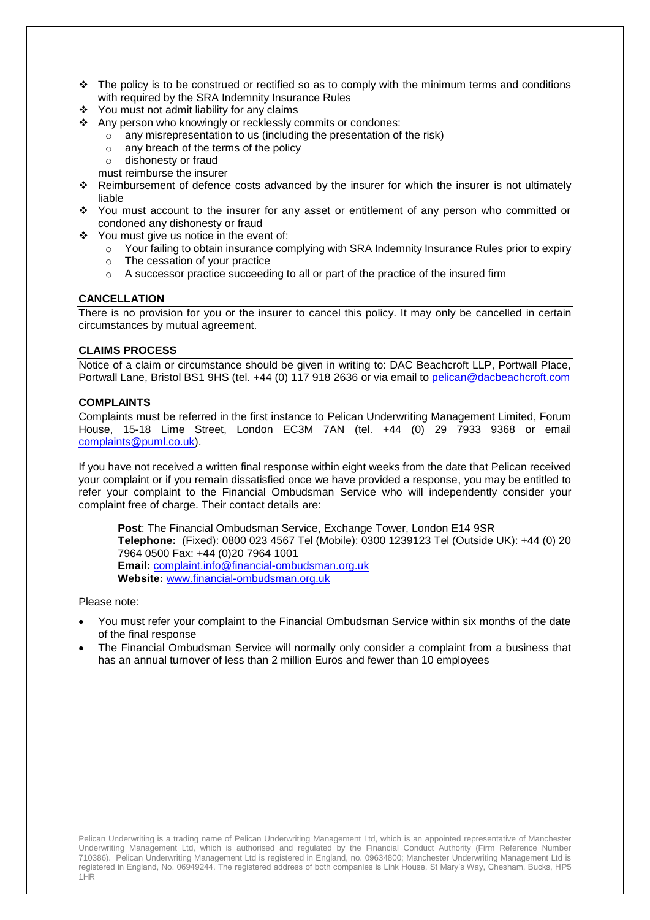- The policy is to be construed or rectified so as to comply with the minimum terms and conditions with required by the SRA Indemnity Insurance Rules
- You must not admit liability for any claims
- Any person who knowingly or recklessly commits or condones:
  - any misrepresentation to us (including the presentation of the risk)
  - any breach of the terms of the policy
  - dishonesty or fraud

  must reimburse the insurer
- Reimbursement of defence costs advanced by the insurer for which the insurer is not ultimately liable
- You must account to the insurer for any asset or entitlement of any person who committed or condoned any dishonesty or fraud
- You must give us notice in the event of:
  - Your failing to obtain insurance complying with SRA Indemnity Insurance Rules prior to expiry
  - The cessation of your practice
  - A successor practice succeeding to all or part of the practice of the insured firm

**CANCELLATION**

There is no provision for you or the insurer to cancel this policy. It may only be cancelled in certain circumstances by mutual agreement.

**CLAIMS PROCESS**

Notice of a claim or circumstance should be given in writing to: DAC Beachcroft LLP, Portwall Place, Portwall Lane, Bristol BS1 9HS (tel. +44 (0) 117 918 2636 or via email to pelican@dacbeachcroft.com

**COMPLAINTS**

Complaints must be referred in the first instance to Pelican Underwriting Management Limited, Forum House, 15-18 Lime Street, London EC3M 7AN (tel. +44 (0) 29 7933 9368 or email complaints@puml.co.uk).

If you have not received a written final response within eight weeks from the date that Pelican received your complaint or if you remain dissatisfied once we have provided a response, you may be entitled to refer your complaint to the Financial Ombudsman Service who will independently consider your complaint free of charge. Their contact details are:

> **Post**: The Financial Ombudsman Service, Exchange Tower, London E14 9SR
> **Telephone:** (Fixed): 0800 023 4567 Tel (Mobile): 0300 1239123 Tel (Outside UK): +44 (0) 20 7964 0500 Fax: +44 (0)20 7964 1001
> **Email:** complaint.info@financial-ombudsman.org.uk
> **Website:** www.financial-ombudsman.org.uk

Please note:

- You must refer your complaint to the Financial Ombudsman Service within six months of the date of the final response
- The Financial Ombudsman Service will normally only consider a complaint from a business that has an annual turnover of less than 2 million Euros and fewer than 10 employees

Pelican Underwriting is a trading name of Pelican Underwriting Management Ltd, which is an appointed representative of Manchester Underwriting Management Ltd, which is authorised and regulated by the Financial Conduct Authority (Firm Reference Number 710386). Pelican Underwriting Management Ltd is registered in England, no. 09634800; Manchester Underwriting Management Ltd is registered in England, No. 06949244. The registered address of both companies is Link House, St Mary's Way, Chesham, Bucks, HP5 1HR